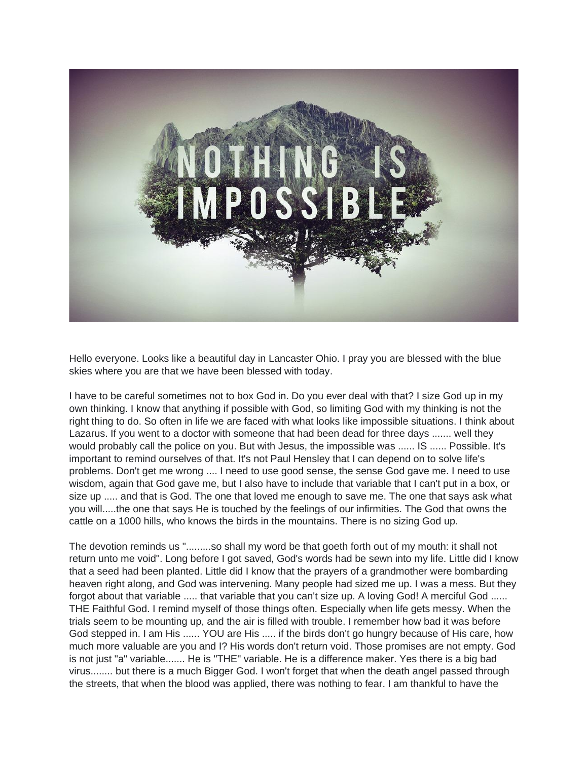Hello everyone. Looks like a beautiful day in Lancaster Ohio. I pray you are blessed with the blue skies where you are that we have been blessed with today.

I have to be careful sometimes not to box God in. Do you ever deal with that? I size God up in my own thinking. I know that anything if possible with God, so limiting God with my thinking is not the right thing to do. So often in life we are faced with what looks like impossible situations. I think about Lazarus. If you went to a doctor with someone that had been dead for three days ....... well they would probably call the police on you. But with Jesus, the impossible was ...... IS ...... Possible. It's important to remind ourselves of that. It's not Paul Hensley that I can depend on to solve life's problems. Don't get me wrong .... I need to use good sense, the sense God gave me. I need to use wisdom, again that God gave me, but I also have to include that variable that I can't put in a box, or size up ..... and that is God. The one that loved me enough to save me. The one that says ask what you will.....the one that says He is touched by the feelings of our infirmities. The God that owns the cattle on a 1000 hills, who knows the birds in the mountains. There is no sizing God up.

The devotion reminds us ".........so shall my word be that goeth forth out of my mouth: it shall not return unto me void". Long before I got saved, God's words had be sewn into my life. Little did I know that a seed had been planted. Little did I know that the prayers of a grandmother were bombarding heaven right along, and God was intervening. Many people had sized me up. I was a mess. But they forgot about that variable ..... that variable that you can't size up. A loving God! A merciful God ...... THE Faithful God. I remind myself of those things often. Especially when life gets messy. When the trials seem to be mounting up, and the air is filled with trouble. I remember how bad it was before God stepped in. I am His ...... YOU are His ..... if the birds don't go hungry because of His care, how much more valuable are you and I? His words don't return void. Those promises are not empty. God is not just "a" variable....... He is "THE" variable. He is a difference maker. Yes there is a big bad virus........ but there is a much Bigger God. I won't forget that when the death angel passed through the streets, that when the blood was applied, there was nothing to fear. I am thankful to have the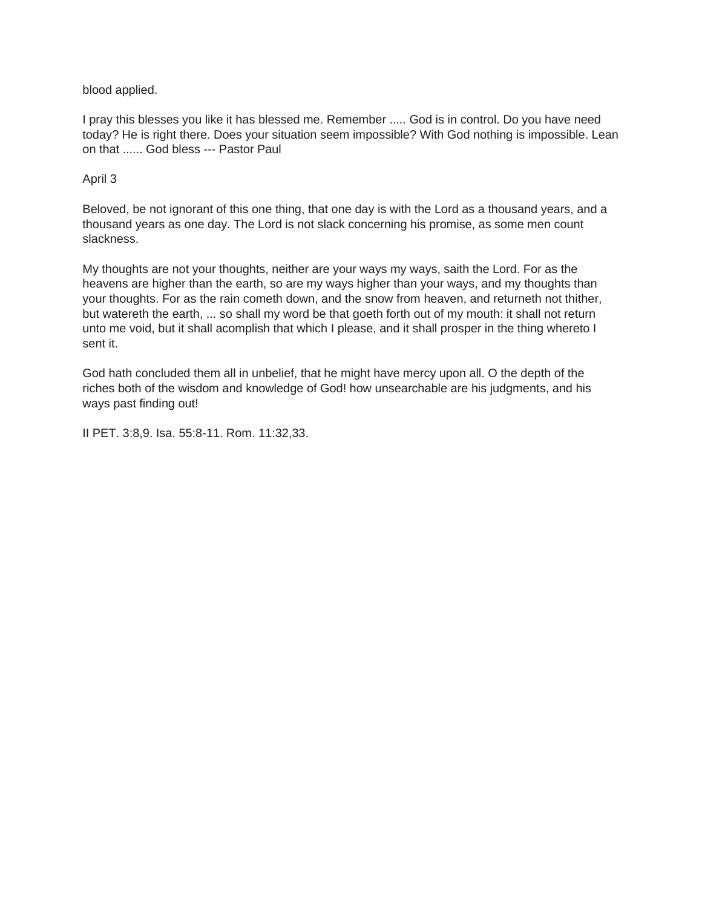blood applied.

I pray this blesses you like it has blessed me. Remember ..... God is in control. Do you have need today? He is right there. Does your situation seem impossible? With God nothing is impossible. Lean on that ...... God bless --- Pastor Paul

April 3

Beloved, be not ignorant of this one thing, that one day is with the Lord as a thousand years, and a thousand years as one day. The Lord is not slack concerning his promise, as some men count slackness.

My thoughts are not your thoughts, neither are your ways my ways, saith the Lord. For as the heavens are higher than the earth, so are my ways higher than your ways, and my thoughts than your thoughts. For as the rain cometh down, and the snow from heaven, and returneth not thither, but watereth the earth, ... so shall my word be that goeth forth out of my mouth: it shall not return unto me void, but it shall acomplish that which I please, and it shall prosper in the thing whereto I sent it.

God hath concluded them all in unbelief, that he might have mercy upon all. O the depth of the riches both of the wisdom and knowledge of God! how unsearchable are his judgments, and his ways past finding out!

II PET. 3:8,9. Isa. 55:8-11. Rom. 11:32,33.